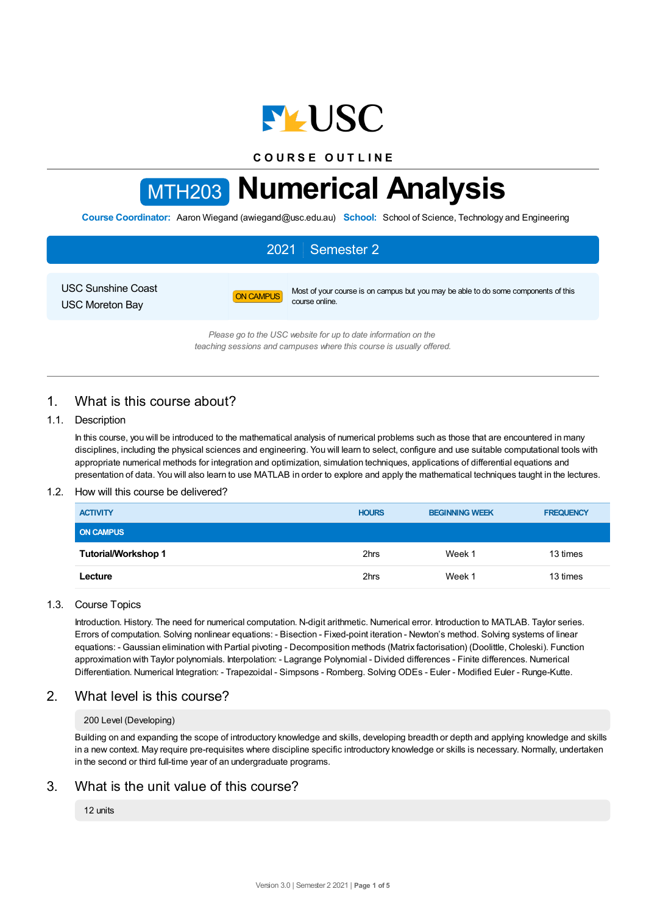USC

**COURSE OUTLINE**

# MTH203 Numerical Analysis

**Course Coordinator:** Aaron Wiegand (awiegand@usc.edu.au) **School:** School of Science, Technology and Engineering

**2021 | Semester 2**

USC Sunshine Coast
USC Moreton Bay

ON CAMPUS — Most of your course is on campus but you may be able to do some components of this course online.

*Please go to the USC website for up to date information on the teaching sessions and campuses where this course is usually offered.*

## 1. What is this course about?

### 1.1. Description

In this course, you will be introduced to the mathematical analysis of numerical problems such as those that are encountered in many disciplines, including the physical sciences and engineering. You will learn to select, configure and use suitable computational tools with appropriate numerical methods for integration and optimization, simulation techniques, applications of differential equations and presentation of data. You will also learn to use MATLAB in order to explore and apply the mathematical techniques taught in the lectures.

### 1.2. How will this course be delivered?

| ACTIVITY | HOURS | BEGINNING WEEK | FREQUENCY |
|---|---|---|---|
| **ON CAMPUS** | | | |
| **Tutorial/Workshop 1** | 2hrs | Week 1 | 13 times |
| **Lecture** | 2hrs | Week 1 | 13 times |

### 1.3. Course Topics

Introduction. History. The need for numerical computation. N-digit arithmetic. Numerical error. Introduction to MATLAB. Taylor series. Errors of computation. Solving nonlinear equations: - Bisection - Fixed-point iteration - Newton's method. Solving systems of linear equations: - Gaussian elimination with Partial pivoting - Decomposition methods (Matrix factorisation) (Doolittle, Choleski). Function approximation with Taylor polynomials. Interpolation: - Lagrange Polynomial - Divided differences - Finite differences. Numerical Differentiation. Numerical Integration: - Trapezoidal - Simpsons - Romberg. Solving ODEs - Euler - Modified Euler - Runge-Kutte.

## 2. What level is this course?

200 Level (Developing)

Building on and expanding the scope of introductory knowledge and skills, developing breadth or depth and applying knowledge and skills in a new context. May require pre-requisites where discipline specific introductory knowledge or skills is necessary. Normally, undertaken in the second or third full-time year of an undergraduate programs.

## 3. What is the unit value of this course?

12 units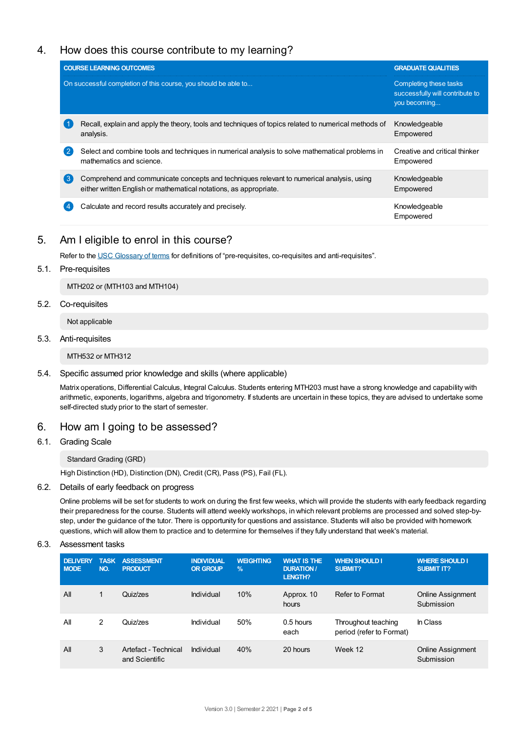## 4. How does this course contribute to my learning?

| COURSE LEARNING OUTCOMES<br>On successful completion of this course, you should be able to... | GRADUATE QUALITIES<br>Completing these tasks successfully will contribute to you becoming... |
|---|---|
| 1 Recall, explain and apply the theory, tools and techniques of topics related to numerical methods of analysis. | Knowledgeable<br>Empowered |
| 2 Select and combine tools and techniques in numerical analysis to solve mathematical problems in mathematics and science. | Creative and critical thinker<br>Empowered |
| 3 Comprehend and communicate concepts and techniques relevant to numerical analysis, using either written English or mathematical notations, as appropriate. | Knowledgeable<br>Empowered |
| 4 Calculate and record results accurately and precisely. | Knowledgeable<br>Empowered |

## 5. Am I eligible to enrol in this course?

Refer to the USC Glossary of terms for definitions of "pre-requisites, co-requisites and anti-requisites".

### 5.1. Pre-requisites

MTH202 or (MTH103 and MTH104)

### 5.2. Co-requisites

Not applicable

### 5.3. Anti-requisites

MTH532 or MTH312

### 5.4. Specific assumed prior knowledge and skills (where applicable)

Matrix operations, Differential Calculus, Integral Calculus. Students entering MTH203 must have a strong knowledge and capability with arithmetic, exponents, logarithms, algebra and trigonometry. If students are uncertain in these topics, they are advised to undertake some self-directed study prior to the start of semester.

## 6. How am I going to be assessed?

### 6.1. Grading Scale

Standard Grading (GRD)

High Distinction (HD), Distinction (DN), Credit (CR), Pass (PS), Fail (FL).

### 6.2. Details of early feedback on progress

Online problems will be set for students to work on during the first few weeks, which will provide the students with early feedback regarding their preparedness for the course. Students will attend weekly workshops, in which relevant problems are processed and solved step-by-step, under the guidance of the tutor. There is opportunity for questions and assistance. Students will also be provided with homework questions, which will allow them to practice and to determine for themselves if they fully understand that week's material.

### 6.3. Assessment tasks

| DELIVERY MODE | TASK NO. | ASSESSMENT PRODUCT | INDIVIDUAL OR GROUP | WEIGHTING % | WHAT IS THE DURATION / LENGTH? | WHEN SHOULD I SUBMIT? | WHERE SHOULD I SUBMIT IT? |
|---|---|---|---|---|---|---|---|
| All | 1 | Quiz/zes | Individual | 10% | Approx. 10 hours | Refer to Format | Online Assignment Submission |
| All | 2 | Quiz/zes | Individual | 50% | 0.5 hours each | Throughout teaching period (refer to Format) | In Class |
| All | 3 | Artefact - Technical and Scientific | Individual | 40% | 20 hours | Week 12 | Online Assignment Submission |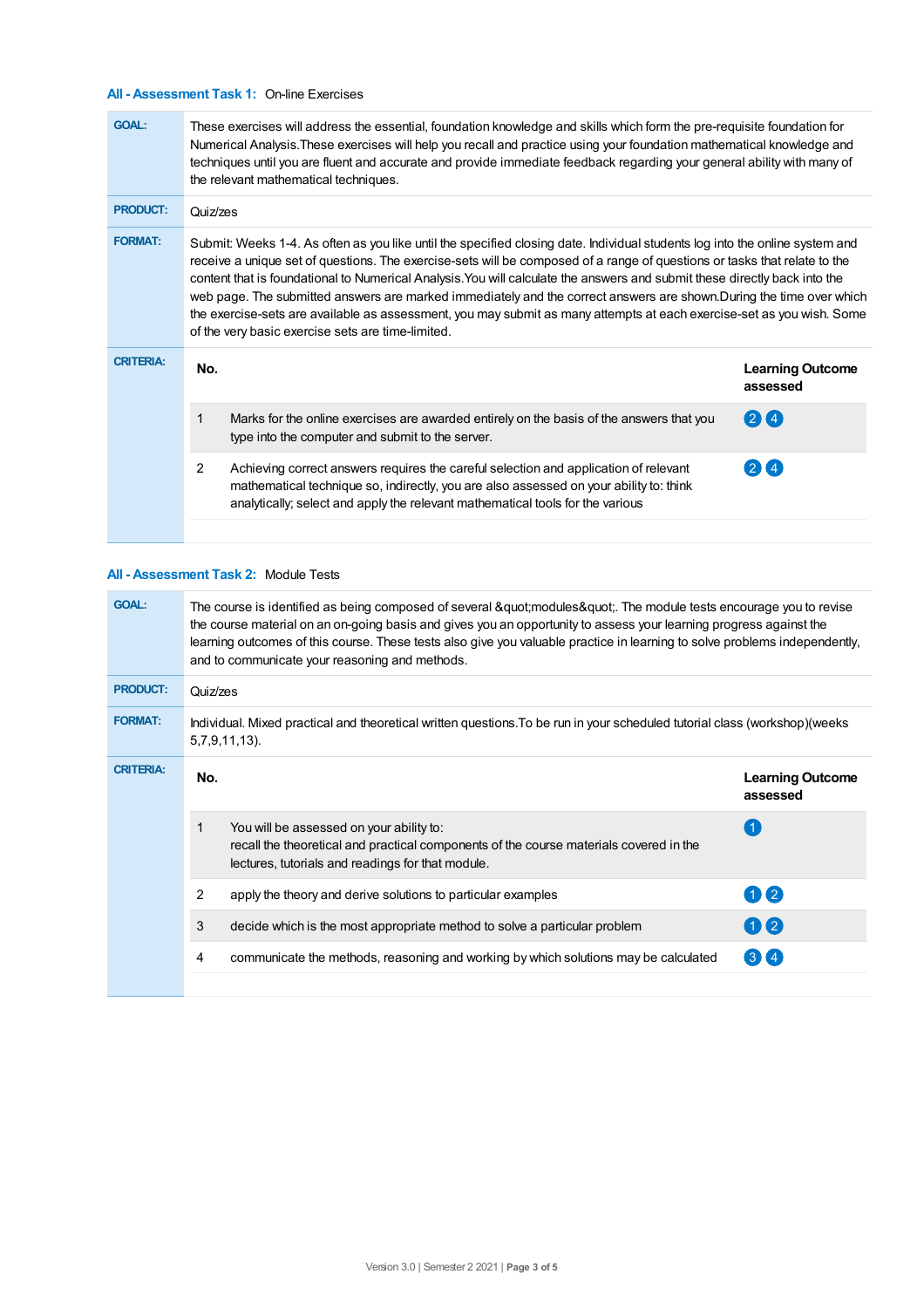### All - Assessment Task 1: On-line Exercises

**GOAL:** These exercises will address the essential, foundation knowledge and skills which form the pre-requisite foundation for Numerical Analysis.These exercises will help you recall and practice using your foundation mathematical knowledge and techniques until you are fluent and accurate and provide immediate feedback regarding your general ability with many of the relevant mathematical techniques.

**PRODUCT:** Quiz/zes

**FORMAT:** Submit: Weeks 1-4. As often as you like until the specified closing date. Individual students log into the online system and receive a unique set of questions. The exercise-sets will be composed of a range of questions or tasks that relate to the content that is foundational to Numerical Analysis.You will calculate the answers and submit these directly back into the web page. The submitted answers are marked immediately and the correct answers are shown.During the time over which the exercise-sets are available as assessment, you may submit as many attempts at each exercise-set as you wish. Some of the very basic exercise sets are time-limited.

**CRITERIA:**

| No. | | Learning Outcome assessed |
|---|---|---|
| 1 | Marks for the online exercises are awarded entirely on the basis of the answers that you type into the computer and submit to the server. | 2 4 |
| 2 | Achieving correct answers requires the careful selection and application of relevant mathematical technique so, indirectly, you are also assessed on your ability to: think analytically; select and apply the relevant mathematical tools for the various | 2 4 |

### All - Assessment Task 2: Module Tests

**GOAL:** The course is identified as being composed of several &quot;modules&quot;. The module tests encourage you to revise the course material on an on-going basis and gives you an opportunity to assess your learning progress against the learning outcomes of this course. These tests also give you valuable practice in learning to solve problems independently, and to communicate your reasoning and methods.

**PRODUCT:** Quiz/zes

**FORMAT:** Individual. Mixed practical and theoretical written questions.To be run in your scheduled tutorial class (workshop)(weeks 5,7,9,11,13).

**CRITERIA:**

| No. | | Learning Outcome assessed |
|---|---|---|
| 1 | You will be assessed on your ability to:<br>recall the theoretical and practical components of the course materials covered in the lectures, tutorials and readings for that module. | 1 |
| 2 | apply the theory and derive solutions to particular examples | 1 2 |
| 3 | decide which is the most appropriate method to solve a particular problem | 1 2 |
| 4 | communicate the methods, reasoning and working by which solutions may be calculated | 3 4 |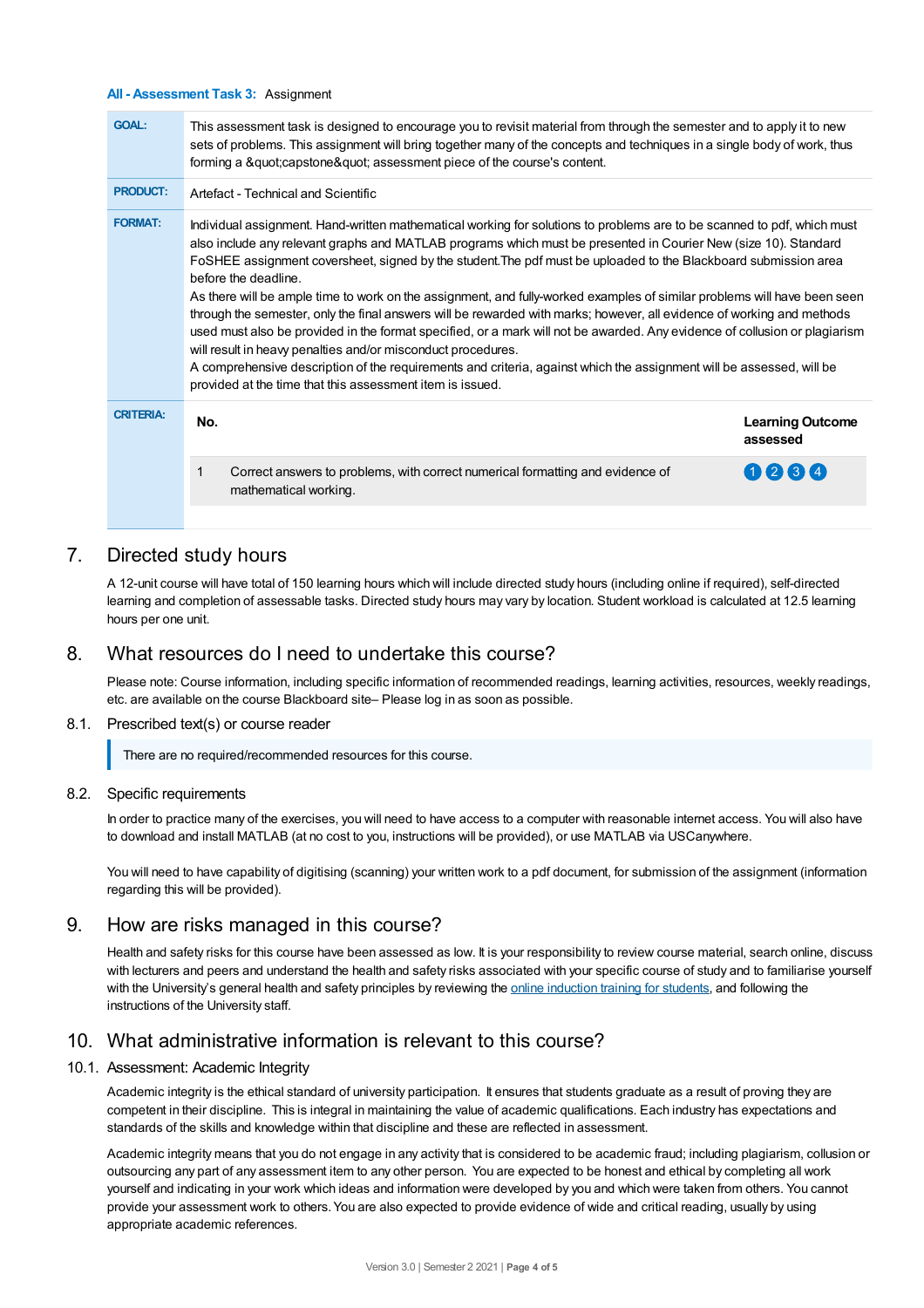**All - Assessment Task 3:** Assignment

| | |
|---|---|
| **GOAL:** | This assessment task is designed to encourage you to revisit material from through the semester and to apply it to new sets of problems. This assignment will bring together many of the concepts and techniques in a single body of work, thus forming a &quot;capstone&quot; assessment piece of the course's content. |
| **PRODUCT:** | Artefact - Technical and Scientific |
| **FORMAT:** | Individual assignment. Hand-written mathematical working for solutions to problems are to be scanned to pdf, which must also include any relevant graphs and MATLAB programs which must be presented in Courier New (size 10). Standard FoSHEE assignment coversheet, signed by the student.The pdf must be uploaded to the Blackboard submission area before the deadline.<br>As there will be ample time to work on the assignment, and fully-worked examples of similar problems will have been seen through the semester, only the final answers will be rewarded with marks; however, all evidence of working and methods used must also be provided in the format specified, or a mark will not be awarded. Any evidence of collusion or plagiarism will result in heavy penalties and/or misconduct procedures.<br>A comprehensive description of the requirements and criteria, against which the assignment will be assessed, will be provided at the time that this assessment item is issued. |
| **CRITERIA:** | |

| No. | | Learning Outcome assessed |
|---|---|---|
| 1 | Correct answers to problems, with correct numerical formatting and evidence of mathematical working. | 1 2 3 4 |

## 7. Directed study hours

A 12-unit course will have total of 150 learning hours which will include directed study hours (including online if required), self-directed learning and completion of assessable tasks. Directed study hours may vary by location. Student workload is calculated at 12.5 learning hours per one unit.

## 8. What resources do I need to undertake this course?

Please note: Course information, including specific information of recommended readings, learning activities, resources, weekly readings, etc. are available on the course Blackboard site– Please log in as soon as possible.

### 8.1. Prescribed text(s) or course reader

There are no required/recommended resources for this course.

### 8.2. Specific requirements

In order to practice many of the exercises, you will need to have access to a computer with reasonable internet access. You will also have to download and install MATLAB (at no cost to you, instructions will be provided), or use MATLAB via USCanywhere.

You will need to have capability of digitising (scanning) your written work to a pdf document, for submission of the assignment (information regarding this will be provided).

## 9. How are risks managed in this course?

Health and safety risks for this course have been assessed as low. It is your responsibility to review course material, search online, discuss with lecturers and peers and understand the health and safety risks associated with your specific course of study and to familiarise yourself with the University's general health and safety principles by reviewing the online induction training for students, and following the instructions of the University staff.

## 10. What administrative information is relevant to this course?

### 10.1. Assessment: Academic Integrity

Academic integrity is the ethical standard of university participation. It ensures that students graduate as a result of proving they are competent in their discipline. This is integral in maintaining the value of academic qualifications. Each industry has expectations and standards of the skills and knowledge within that discipline and these are reflected in assessment.

Academic integrity means that you do not engage in any activity that is considered to be academic fraud; including plagiarism, collusion or outsourcing any part of any assessment item to any other person. You are expected to be honest and ethical by completing all work yourself and indicating in your work which ideas and information were developed by you and which were taken from others. You cannot provide your assessment work to others. You are also expected to provide evidence of wide and critical reading, usually by using appropriate academic references.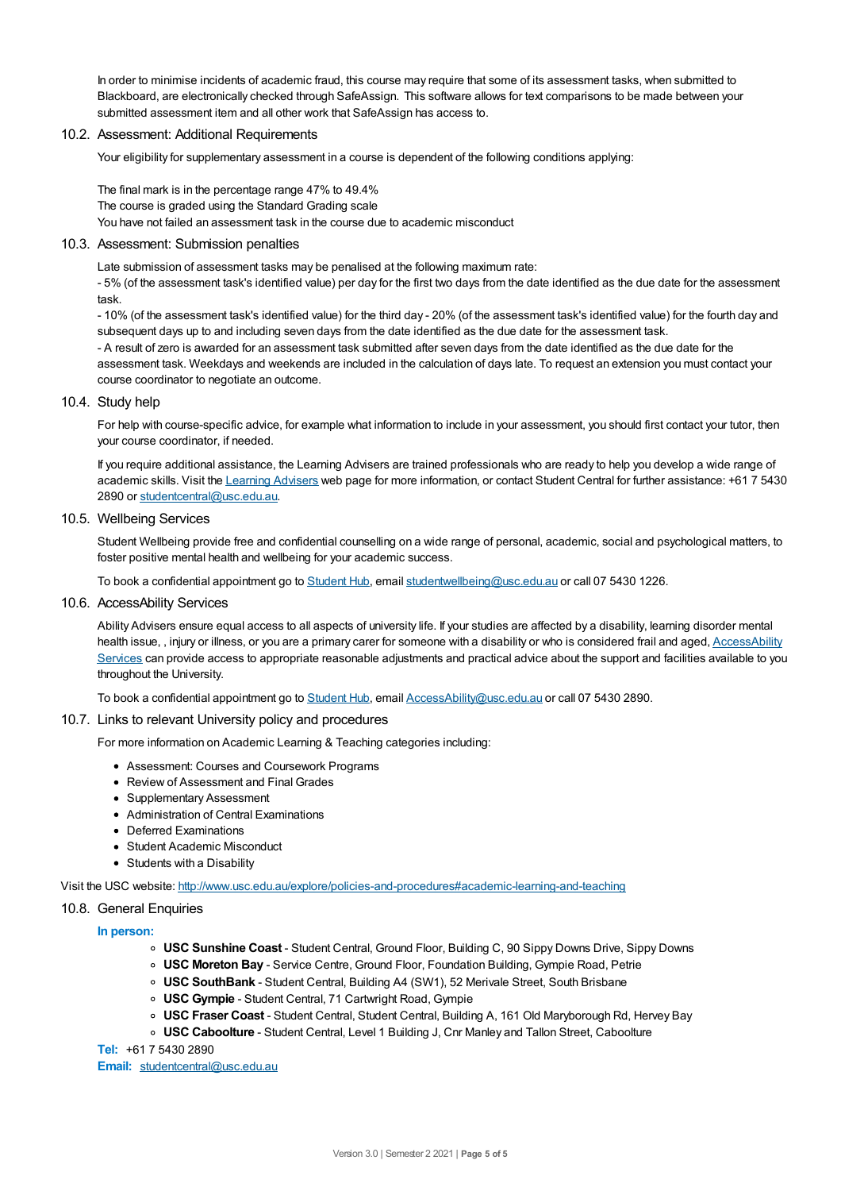In order to minimise incidents of academic fraud, this course may require that some of its assessment tasks, when submitted to Blackboard, are electronically checked through SafeAssign. This software allows for text comparisons to be made between your submitted assessment item and all other work that SafeAssign has access to.

## 10.2. Assessment: Additional Requirements

Your eligibility for supplementary assessment in a course is dependent of the following conditions applying:

The final mark is in the percentage range 47% to 49.4%
The course is graded using the Standard Grading scale
You have not failed an assessment task in the course due to academic misconduct

## 10.3. Assessment: Submission penalties

Late submission of assessment tasks may be penalised at the following maximum rate:
- 5% (of the assessment task's identified value) per day for the first two days from the date identified as the due date for the assessment task.
- 10% (of the assessment task's identified value) for the third day - 20% (of the assessment task's identified value) for the fourth day and subsequent days up to and including seven days from the date identified as the due date for the assessment task.
- A result of zero is awarded for an assessment task submitted after seven days from the date identified as the due date for the assessment task. Weekdays and weekends are included in the calculation of days late. To request an extension you must contact your course coordinator to negotiate an outcome.

## 10.4. Study help

For help with course-specific advice, for example what information to include in your assessment, you should first contact your tutor, then your course coordinator, if needed.

If you require additional assistance, the Learning Advisers are trained professionals who are ready to help you develop a wide range of academic skills. Visit the Learning Advisers web page for more information, or contact Student Central for further assistance: +61 7 5430 2890 or studentcentral@usc.edu.au.

## 10.5. Wellbeing Services

Student Wellbeing provide free and confidential counselling on a wide range of personal, academic, social and psychological matters, to foster positive mental health and wellbeing for your academic success.

To book a confidential appointment go to Student Hub, email studentwellbeing@usc.edu.au or call 07 5430 1226.

## 10.6. AccessAbility Services

Ability Advisers ensure equal access to all aspects of university life. If your studies are affected by a disability, learning disorder mental health issue, , injury or illness, or you are a primary carer for someone with a disability or who is considered frail and aged, AccessAbility Services can provide access to appropriate reasonable adjustments and practical advice about the support and facilities available to you throughout the University.

To book a confidential appointment go to Student Hub, email AccessAbility@usc.edu.au or call 07 5430 2890.

## 10.7. Links to relevant University policy and procedures

For more information on Academic Learning & Teaching categories including:

- Assessment: Courses and Coursework Programs
- Review of Assessment and Final Grades
- Supplementary Assessment
- Administration of Central Examinations
- Deferred Examinations
- Student Academic Misconduct
- Students with a Disability

Visit the USC website: http://www.usc.edu.au/explore/policies-and-procedures#academic-learning-and-teaching

## 10.8. General Enquiries

**In person:**

- **USC Sunshine Coast** - Student Central, Ground Floor, Building C, 90 Sippy Downs Drive, Sippy Downs
- **USC Moreton Bay** - Service Centre, Ground Floor, Foundation Building, Gympie Road, Petrie
- **USC SouthBank** - Student Central, Building A4 (SW1), 52 Merivale Street, South Brisbane
- **USC Gympie** - Student Central, 71 Cartwright Road, Gympie
- **USC Fraser Coast** - Student Central, Student Central, Building A, 161 Old Maryborough Rd, Hervey Bay
- **USC Caboolture** - Student Central, Level 1 Building J, Cnr Manley and Tallon Street, Caboolture

**Tel:** +61 7 5430 2890

**Email:** studentcentral@usc.edu.au